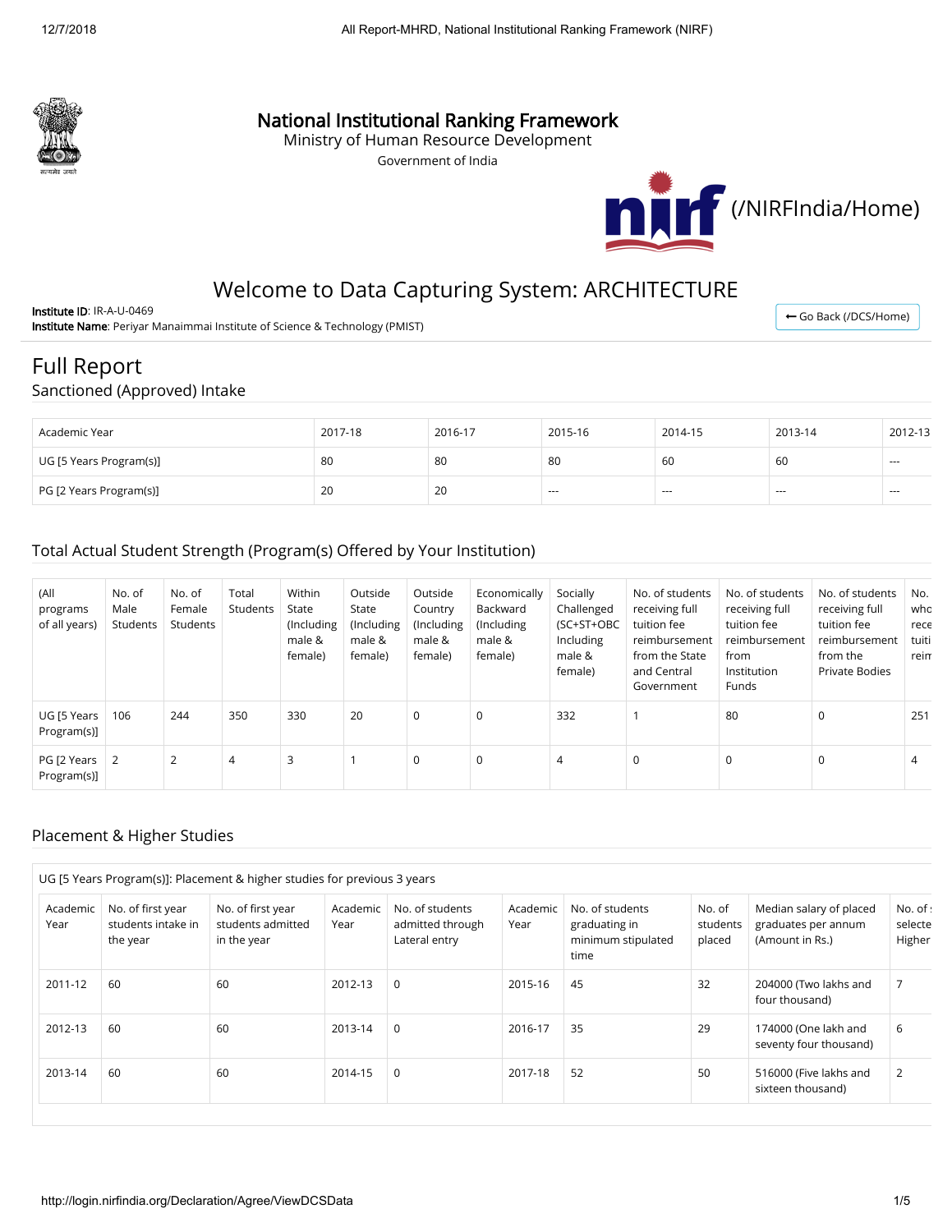# National Institutional Ranking Framework

Ministry of Human Resource Development

Government of India

(/NIRFIndia/Home)

## Welcome to Data Capturing System: ARCHITECTURE

**Institute ID**: IR-A-U-0469

**Institute Name**: Periyar Manaimmai Institute of Science & Technology (PMIST)

Go Back (/DCS/Home)

# Full Report

## Sanctioned (Approved) Intake

| Academic Year | 2017-18 | 2016-17 | 2015-16 | 2014-15 | 2013-14 | 2012-13 |
|---|---|---|---|---|---|---|
| UG [5 Years Program(s)] | 80 | 80 | 80 | 60 | 60 | --- |
| PG [2 Years Program(s)] | 20 | 20 | --- | --- | --- | --- |

## Total Actual Student Strength (Program(s) Offered by Your Institution)

| (All programs of all years) | No. of Male Students | No. of Female Students | Total Students | Within State (Including male & female) | Outside State (Including male & female) | Outside Country (Including male & female) | Economically Backward (Including male & female) | Socially Challenged (SC+ST+OBC Including male & female) | No. of students receiving full tuition fee reimbursement from the State and Central Government | No. of students receiving full tuition fee reimbursement from Institution Funds | No. of students receiving full tuition fee reimbursement from the Private Bodies | No. who rece tuiti reim |
|---|---|---|---|---|---|---|---|---|---|---|---|---|
| UG [5 Years Program(s)] | 106 | 244 | 350 | 330 | 20 | 0 | 0 | 332 | 1 | 80 | 0 | 251 |
| PG [2 Years Program(s)] | 2 | 2 | 4 | 3 | 1 | 0 | 0 | 4 | 0 | 0 | 0 | 4 |

## Placement & Higher Studies

UG [5 Years Program(s)]: Placement & higher studies for previous 3 years

| Academic Year | No. of first year students intake in the year | No. of first year students admitted in the year | Academic Year | No. of students admitted through Lateral entry | Academic Year | No. of students graduating in minimum stipulated time | No. of students placed | Median salary of placed graduates per annum (Amount in Rs.) | No. of selecte Higher |
|---|---|---|---|---|---|---|---|---|---|
| 2011-12 | 60 | 60 | 2012-13 | 0 | 2015-16 | 45 | 32 | 204000 (Two lakhs and four thousand) | 7 |
| 2012-13 | 60 | 60 | 2013-14 | 0 | 2016-17 | 35 | 29 | 174000 (One lakh and seventy four thousand) | 6 |
| 2013-14 | 60 | 60 | 2014-15 | 0 | 2017-18 | 52 | 50 | 516000 (Five lakhs and sixteen thousand) | 2 |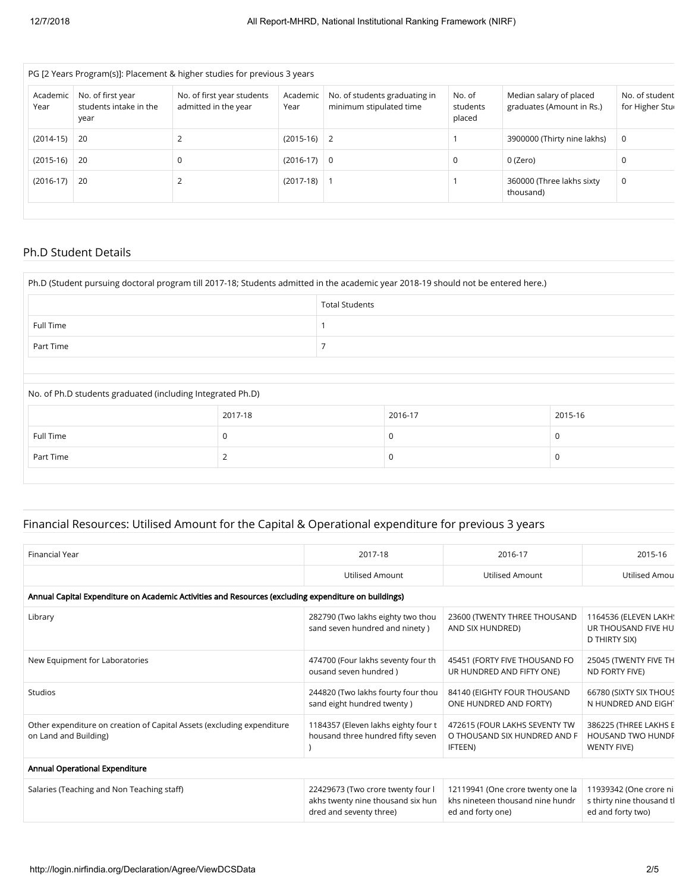| PG [2 Years Program(s)]: Placement & higher studies for previous 3 years | | | | | | | |
|---|---|---|---|---|---|---|---|
| Academic Year | No. of first year students intake in the year | No. of first year students admitted in the year | Academic Year | No. of students graduating in minimum stipulated time | No. of students placed | Median salary of placed graduates (Amount in Rs.) | No. of student for Higher Stu |
| (2014-15) | 20 | 2 | (2015-16) | 2 | 1 | 3900000 (Thirty nine lakhs) | 0 |
| (2015-16) | 20 | 0 | (2016-17) | 0 | 0 | 0 (Zero) | 0 |
| (2016-17) | 20 | 2 | (2017-18) | 1 | 1 | 360000 (Three lakhs sixty thousand) | 0 |

## Ph.D Student Details

| Ph.D (Student pursuing doctoral program till 2017-18; Students admitted in the academic year 2018-19 should not be entered here.) | |
|---|---|
| | Total Students |
| Full Time | 1 |
| Part Time | 7 |

| No. of Ph.D students graduated (including Integrated Ph.D) | | | |
|---|---|---|---|
| | 2017-18 | 2016-17 | 2015-16 |
| Full Time | 0 | 0 | 0 |
| Part Time | 2 | 0 | 0 |

## Financial Resources: Utilised Amount for the Capital & Operational expenditure for previous 3 years

| Financial Year | 2017-18 | 2016-17 | 2015-16 |
|---|---|---|---|
| | Utilised Amount | Utilised Amount | Utilised Amou |
| **Annual Capital Expenditure on Academic Activities and Resources (excluding expenditure on buildings)** | | | |
| Library | 282790 (Two lakhs eighty two thousand seven hundred and ninety ) | 23600 (TWENTY THREE THOUSAND AND SIX HUNDRED) | 1164536 (ELEVEN LAKHS UR THOUSAND FIVE HU D THIRTY SIX) |
| New Equipment for Laboratories | 474700 (Four lakhs seventy four thousand seven hundred ) | 45451 (FORTY FIVE THOUSAND FOUR HUNDRED AND FIFTY ONE) | 25045 (TWENTY FIVE TH ND FORTY FIVE) |
| Studios | 244820 (Two lakhs fourty four thousand eight hundred twenty ) | 84140 (EIGHTY FOUR THOUSAND ONE HUNDRED AND FORTY) | 66780 (SIXTY SIX THOUS N HUNDRED AND EIGHT |
| Other expenditure on creation of Capital Assets (excluding expenditure on Land and Building) | 1184357 (Eleven lakhs eighty four thousand three hundred fifty seven ) | 472615 (FOUR LAKHS SEVENTY TWO THOUSAND SIX HUNDRED AND FIFTEEN) | 386225 (THREE LAKHS E HOUSAND TWO HUNDR WENTY FIVE) |
| **Annual Operational Expenditure** | | | |
| Salaries (Teaching and Non Teaching staff) | 22429673 (Two crore twenty four lakhs twenty nine thousand six hundred and seventy three) | 12119941 (One crore twenty one lakhs nineteen thousand nine hundred and forty one) | 11939342 (One crore ni s thirty nine thousand t ed and forty two) |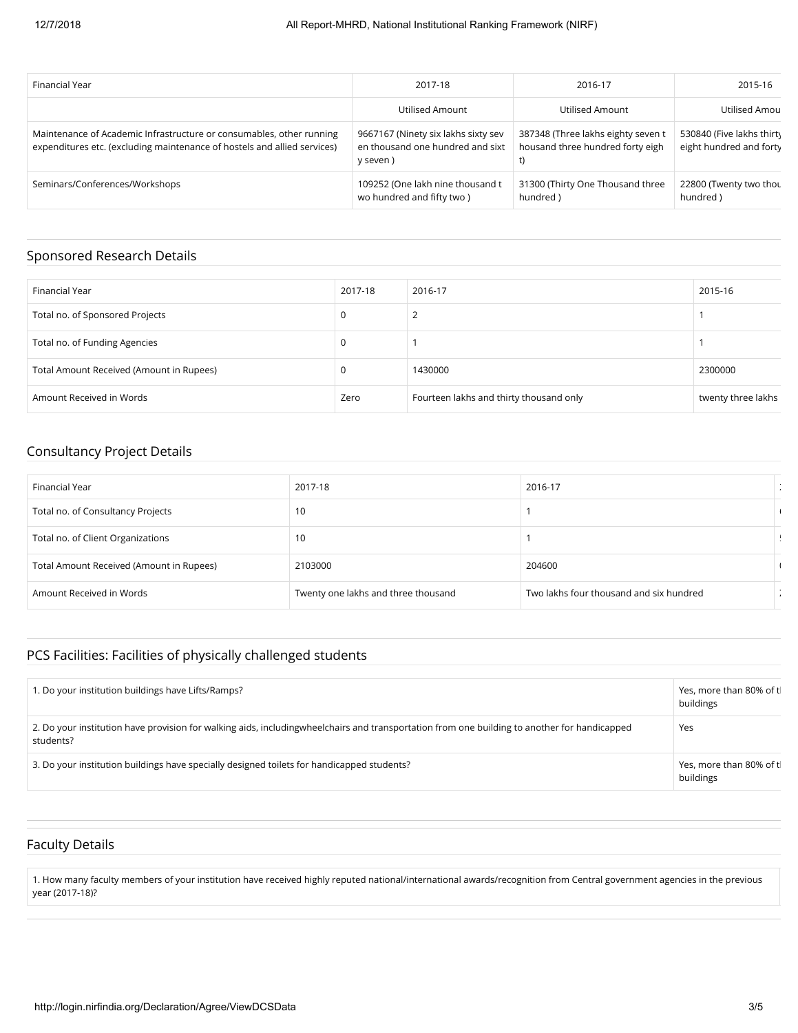| Financial Year | 2017-18 | 2016-17 | 2015-16 |
|---|---|---|---|
| | Utilised Amount | Utilised Amount | Utilised Amou |
| Maintenance of Academic Infrastructure or consumables, other running expenditures etc. (excluding maintenance of hostels and allied services) | 9667167 (Ninety six lakhs sixty sev en thousand one hundred and sixt y seven ) | 387348 (Three lakhs eighty seven t housand three hundred forty eigh t) | 530840 (Five lakhs thirty eight hundred and forty |
| Seminars/Conferences/Workshops | 109252 (One lakh nine thousand t wo hundred and fifty two ) | 31300 (Thirty One Thousand three hundred ) | 22800 (Twenty two thou hundred ) |

## Sponsored Research Details

| Financial Year | 2017-18 | 2016-17 | 2015-16 |
|---|---|---|---|
| Total no. of Sponsored Projects | 0 | 2 | 1 |
| Total no. of Funding Agencies | 0 | 1 | 1 |
| Total Amount Received (Amount in Rupees) | 0 | 1430000 | 2300000 |
| Amount Received in Words | Zero | Fourteen lakhs and thirty thousand only | twenty three lakhs |

## Consultancy Project Details

| Financial Year | 2017-18 | 2016-17 |
|---|---|---|
| Total no. of Consultancy Projects | 10 | 1 |
| Total no. of Client Organizations | 10 | 1 |
| Total Amount Received (Amount in Rupees) | 2103000 | 204600 |
| Amount Received in Words | Twenty one lakhs and three thousand | Two lakhs four thousand and six hundred |

## PCS Facilities: Facilities of physically challenged students

| | |
|---|---|
| 1. Do your institution buildings have Lifts/Ramps? | Yes, more than 80% of t buildings |
| 2. Do your institution have provision for walking aids, includingwheelchairs and transportation from one building to another for handicapped students? | Yes |
| 3. Do your institution buildings have specially designed toilets for handicapped students? | Yes, more than 80% of t buildings |

## Faculty Details

| |
|---|
| 1. How many faculty members of your institution have received highly reputed national/international awards/recognition from Central government agencies in the previous year (2017-18)? |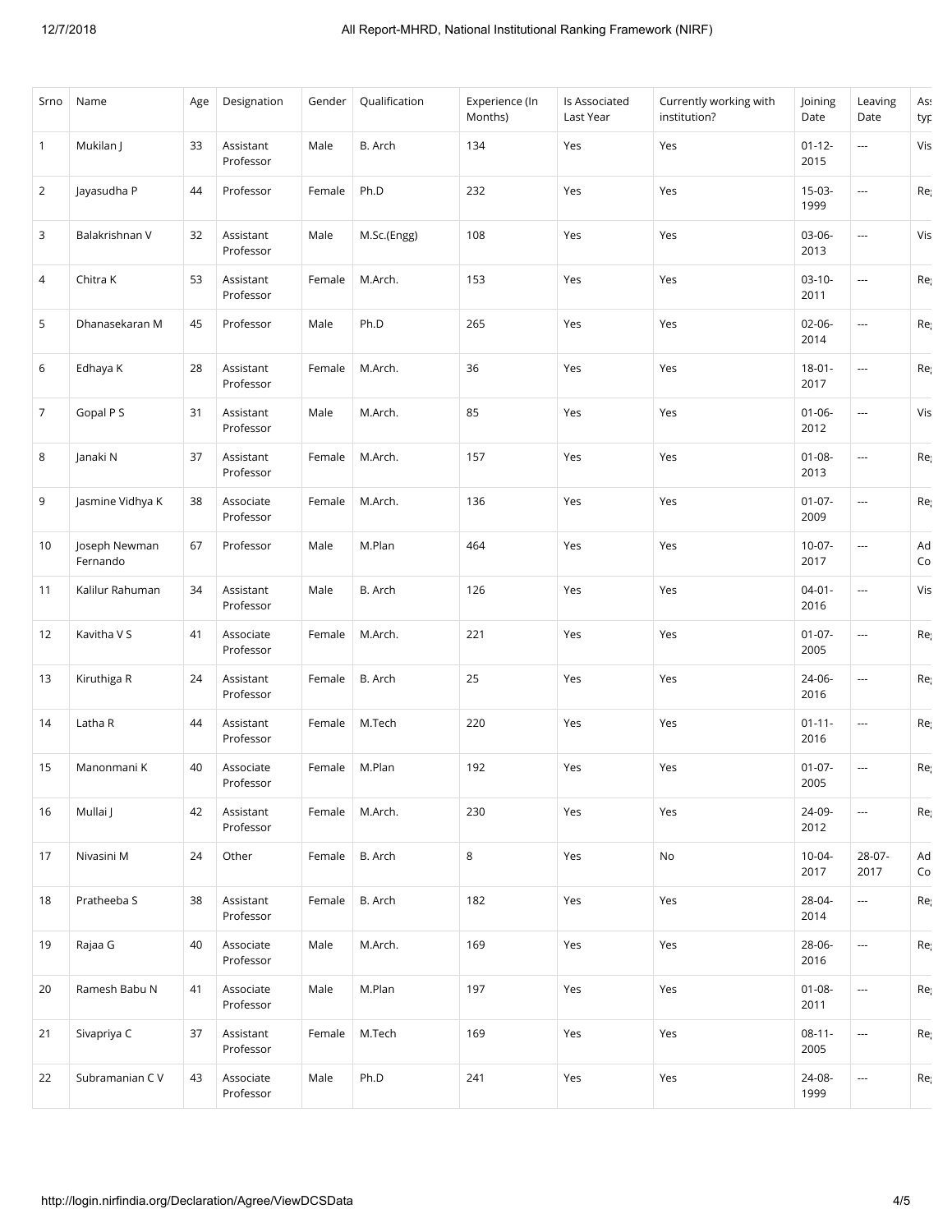| Srno | Name | Age | Designation | Gender | Qualification | Experience (In Months) | Is Associated Last Year | Currently working with institution? | Joining Date | Leaving Date | Ass typ |
|---|---|---|---|---|---|---|---|---|---|---|---|
| 1 | Mukilan J | 33 | Assistant Professor | Male | B. Arch | 134 | Yes | Yes | 01-12-2015 | --- | Vis |
| 2 | Jayasudha P | 44 | Professor | Female | Ph.D | 232 | Yes | Yes | 15-03-1999 | --- | Re |
| 3 | Balakrishnan V | 32 | Assistant Professor | Male | M.Sc.(Engg) | 108 | Yes | Yes | 03-06-2013 | --- | Vis |
| 4 | Chitra K | 53 | Assistant Professor | Female | M.Arch. | 153 | Yes | Yes | 03-10-2011 | --- | Re |
| 5 | Dhanasekaran M | 45 | Professor | Male | Ph.D | 265 | Yes | Yes | 02-06-2014 | --- | Re |
| 6 | Edhaya K | 28 | Assistant Professor | Female | M.Arch. | 36 | Yes | Yes | 18-01-2017 | --- | Re |
| 7 | Gopal P S | 31 | Assistant Professor | Male | M.Arch. | 85 | Yes | Yes | 01-06-2012 | --- | Vis |
| 8 | Janaki N | 37 | Assistant Professor | Female | M.Arch. | 157 | Yes | Yes | 01-08-2013 | --- | Re |
| 9 | Jasmine Vidhya K | 38 | Associate Professor | Female | M.Arch. | 136 | Yes | Yes | 01-07-2009 | --- | Re |
| 10 | Joseph Newman Fernando | 67 | Professor | Male | M.Plan | 464 | Yes | Yes | 10-07-2017 | --- | Ad Co |
| 11 | Kalilur Rahuman | 34 | Assistant Professor | Male | B. Arch | 126 | Yes | Yes | 04-01-2016 | --- | Vis |
| 12 | Kavitha V S | 41 | Associate Professor | Female | M.Arch. | 221 | Yes | Yes | 01-07-2005 | --- | Re |
| 13 | Kiruthiga R | 24 | Assistant Professor | Female | B. Arch | 25 | Yes | Yes | 24-06-2016 | --- | Re |
| 14 | Latha R | 44 | Assistant Professor | Female | M.Tech | 220 | Yes | Yes | 01-11-2016 | --- | Re |
| 15 | Manonmani K | 40 | Associate Professor | Female | M.Plan | 192 | Yes | Yes | 01-07-2005 | --- | Re |
| 16 | Mullai J | 42 | Assistant Professor | Female | M.Arch. | 230 | Yes | Yes | 24-09-2012 | --- | Re |
| 17 | Nivasini M | 24 | Other | Female | B. Arch | 8 | Yes | No | 10-04-2017 | 28-07-2017 | Ad Co |
| 18 | Pratheeba S | 38 | Assistant Professor | Female | B. Arch | 182 | Yes | Yes | 28-04-2014 | --- | Re |
| 19 | Rajaa G | 40 | Associate Professor | Male | M.Arch. | 169 | Yes | Yes | 28-06-2016 | --- | Re |
| 20 | Ramesh Babu N | 41 | Associate Professor | Male | M.Plan | 197 | Yes | Yes | 01-08-2011 | --- | Re |
| 21 | Sivapriya C | 37 | Assistant Professor | Female | M.Tech | 169 | Yes | Yes | 08-11-2005 | --- | Re |
| 22 | Subramanian C V | 43 | Associate Professor | Male | Ph.D | 241 | Yes | Yes | 24-08-1999 | --- | Re |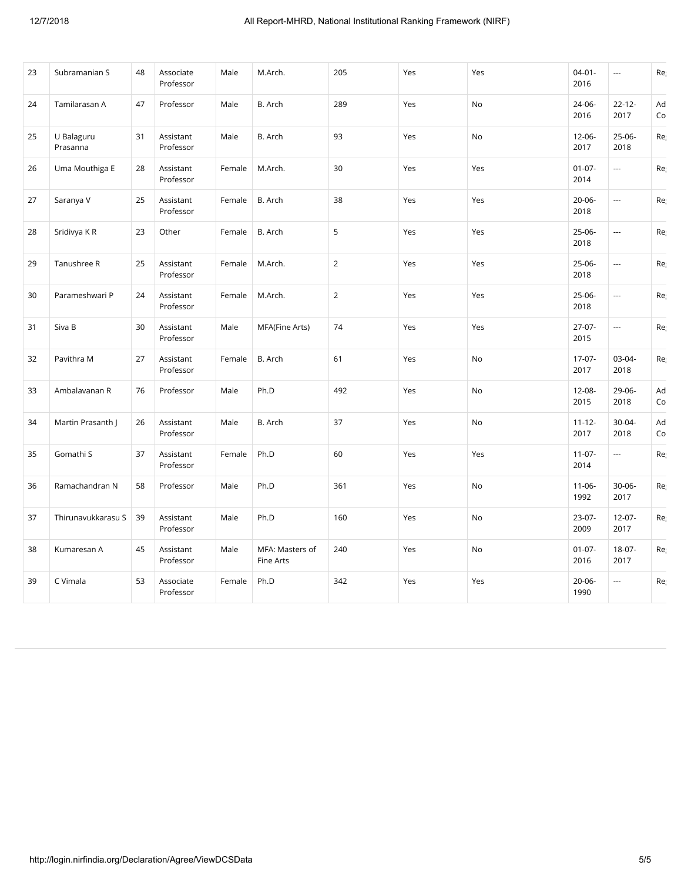| | | | | | | | | | | | |
|---|---|---|---|---|---|---|---|---|---|---|---|
| 23 | Subramanian S | 48 | Associate Professor | Male | M.Arch. | 205 | Yes | Yes | 04-01-2016 | --- | Re |
| 24 | Tamilarasan A | 47 | Professor | Male | B. Arch | 289 | Yes | No | 24-06-2016 | 22-12-2017 | Ad Co |
| 25 | U Balaguru Prasanna | 31 | Assistant Professor | Male | B. Arch | 93 | Yes | No | 12-06-2017 | 25-06-2018 | Re |
| 26 | Uma Mouthiga E | 28 | Assistant Professor | Female | M.Arch. | 30 | Yes | Yes | 01-07-2014 | --- | Re |
| 27 | Saranya V | 25 | Assistant Professor | Female | B. Arch | 38 | Yes | Yes | 20-06-2018 | --- | Re |
| 28 | Sridivya K R | 23 | Other | Female | B. Arch | 5 | Yes | Yes | 25-06-2018 | --- | Re |
| 29 | Tanushree R | 25 | Assistant Professor | Female | M.Arch. | 2 | Yes | Yes | 25-06-2018 | --- | Re |
| 30 | Parameshwari P | 24 | Assistant Professor | Female | M.Arch. | 2 | Yes | Yes | 25-06-2018 | --- | Re |
| 31 | Siva B | 30 | Assistant Professor | Male | MFA(Fine Arts) | 74 | Yes | Yes | 27-07-2015 | --- | Re |
| 32 | Pavithra M | 27 | Assistant Professor | Female | B. Arch | 61 | Yes | No | 17-07-2017 | 03-04-2018 | Re |
| 33 | Ambalavanan R | 76 | Professor | Male | Ph.D | 492 | Yes | No | 12-08-2015 | 29-06-2018 | Ad Co |
| 34 | Martin Prasanth J | 26 | Assistant Professor | Male | B. Arch | 37 | Yes | No | 11-12-2017 | 30-04-2018 | Ad Co |
| 35 | Gomathi S | 37 | Assistant Professor | Female | Ph.D | 60 | Yes | Yes | 11-07-2014 | --- | Re |
| 36 | Ramachandran N | 58 | Professor | Male | Ph.D | 361 | Yes | No | 11-06-1992 | 30-06-2017 | Re |
| 37 | Thirunavukkarasu S | 39 | Assistant Professor | Male | Ph.D | 160 | Yes | No | 23-07-2009 | 12-07-2017 | Re |
| 38 | Kumaresan A | 45 | Assistant Professor | Male | MFA: Masters of Fine Arts | 240 | Yes | No | 01-07-2016 | 18-07-2017 | Re |
| 39 | C Vimala | 53 | Associate Professor | Female | Ph.D | 342 | Yes | Yes | 20-06-1990 | --- | Re |